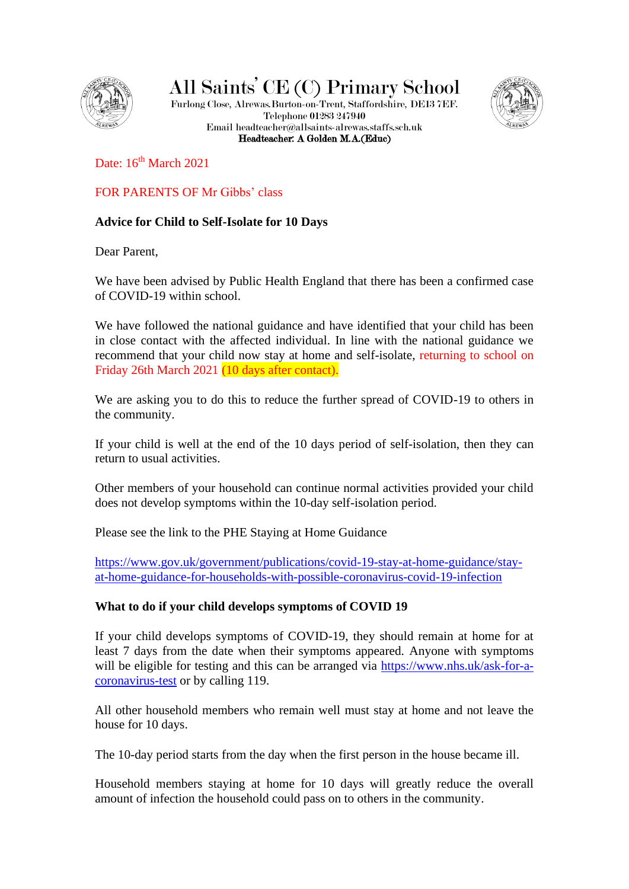# All Saints' CE (C) Primary School

Furlong Close, Alrewas. Burton-on-Trent, Staffordshire, DE13 7EF.
Telephone 01283 247940
Email headteacher@allsaints-alrewas.staffs.sch.uk
**Headteacher: A Golden M.A.(Educ)**

Date: 16th March 2021

FOR PARENTS OF Mr Gibbs' class

**Advice for Child to Self-Isolate for 10 Days**

Dear Parent,

We have been advised by Public Health England that there has been a confirmed case of COVID-19 within school.

We have followed the national guidance and have identified that your child has been in close contact with the affected individual. In line with the national guidance we recommend that your child now stay at home and self-isolate, returning to school on Friday 26th March 2021 (10 days after contact).

We are asking you to do this to reduce the further spread of COVID-19 to others in the community.

If your child is well at the end of the 10 days period of self-isolation, then they can return to usual activities.

Other members of your household can continue normal activities provided your child does not develop symptoms within the 10-day self-isolation period.

Please see the link to the PHE Staying at Home Guidance

https://www.gov.uk/government/publications/covid-19-stay-at-home-guidance/stay-at-home-guidance-for-households-with-possible-coronavirus-covid-19-infection

**What to do if your child develops symptoms of COVID 19**

If your child develops symptoms of COVID-19, they should remain at home for at least 7 days from the date when their symptoms appeared. Anyone with symptoms will be eligible for testing and this can be arranged via https://www.nhs.uk/ask-for-a-coronavirus-test or by calling 119.

All other household members who remain well must stay at home and not leave the house for 10 days.

The 10-day period starts from the day when the first person in the house became ill.

Household members staying at home for 10 days will greatly reduce the overall amount of infection the household could pass on to others in the community.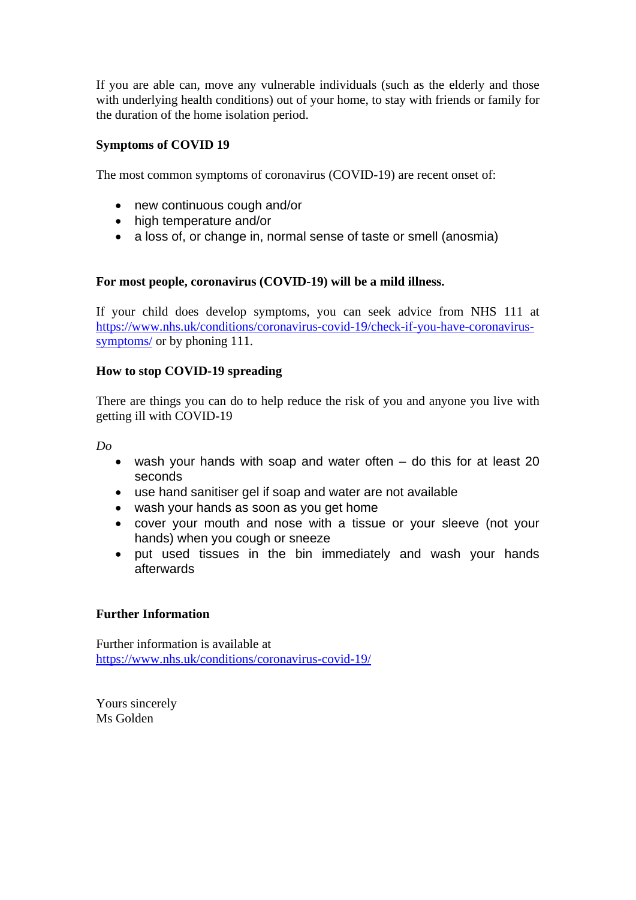If you are able can, move any vulnerable individuals (such as the elderly and those with underlying health conditions) out of your home, to stay with friends or family for the duration of the home isolation period.

**Symptoms of COVID 19**

The most common symptoms of coronavirus (COVID-19) are recent onset of:

- new continuous cough and/or
- high temperature and/or
- a loss of, or change in, normal sense of taste or smell (anosmia)

**For most people, coronavirus (COVID-19) will be a mild illness.**

If your child does develop symptoms, you can seek advice from NHS 111 at [https://www.nhs.uk/conditions/coronavirus-covid-19/check-if-you-have-coronavirus-symptoms/](https://www.nhs.uk/conditions/coronavirus-covid-19/check-if-you-have-coronavirus-symptoms/) or by phoning 111.

**How to stop COVID-19 spreading**

There are things you can do to help reduce the risk of you and anyone you live with getting ill with COVID-19

*Do*

- wash your hands with soap and water often – do this for at least 20 seconds
- use hand sanitiser gel if soap and water are not available
- wash your hands as soon as you get home
- cover your mouth and nose with a tissue or your sleeve (not your hands) when you cough or sneeze
- put used tissues in the bin immediately and wash your hands afterwards

**Further Information**

Further information is available at
[https://www.nhs.uk/conditions/coronavirus-covid-19/](https://www.nhs.uk/conditions/coronavirus-covid-19/)

Yours sincerely
Ms Golden